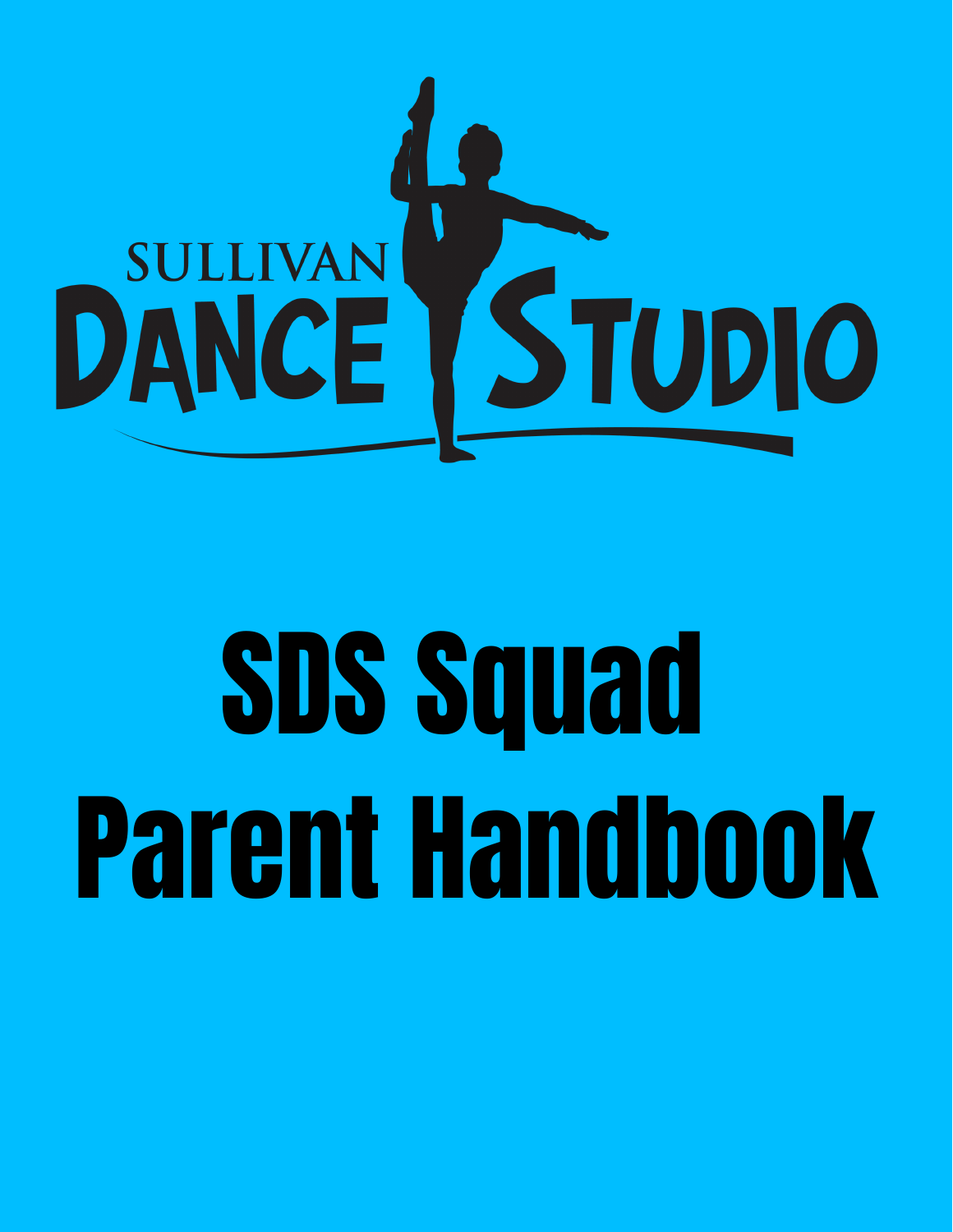SULLIVAN DANCE STUDIO

# SDS Squad Parent Handbook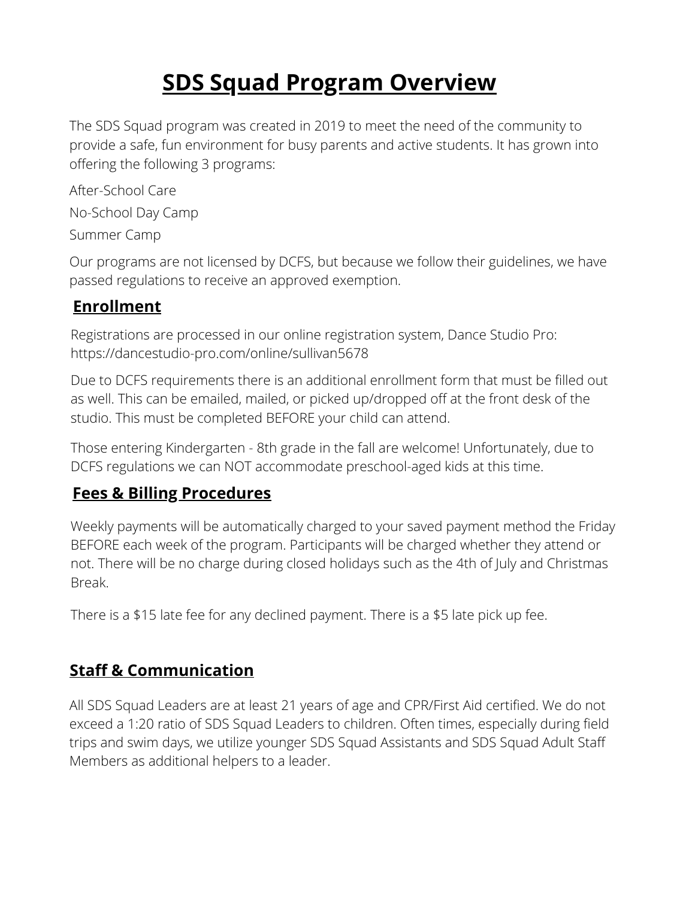# SDS Squad Program Overview

The SDS Squad program was created in 2019 to meet the need of the community to provide a safe, fun environment for busy parents and active students. It has grown into offering the following 3 programs:

After-School Care

No-School Day Camp

Summer Camp

Our programs are not licensed by DCFS, but because we follow their guidelines, we have passed regulations to receive an approved exemption.

## Enrollment

Registrations are processed in our online registration system, Dance Studio Pro: https://dancestudio-pro.com/online/sullivan5678

Due to DCFS requirements there is an additional enrollment form that must be filled out as well. This can be emailed, mailed, or picked up/dropped off at the front desk of the studio. This must be completed BEFORE your child can attend.

Those entering Kindergarten - 8th grade in the fall are welcome! Unfortunately, due to DCFS regulations we can NOT accommodate preschool-aged kids at this time.

## Fees & Billing Procedures

Weekly payments will be automatically charged to your saved payment method the Friday BEFORE each week of the program. Participants will be charged whether they attend or not. There will be no charge during closed holidays such as the 4th of July and Christmas Break.

There is a $15 late fee for any declined payment. There is a $5 late pick up fee.

## Staff & Communication

All SDS Squad Leaders are at least 21 years of age and CPR/First Aid certified. We do not exceed a 1:20 ratio of SDS Squad Leaders to children. Often times, especially during field trips and swim days, we utilize younger SDS Squad Assistants and SDS Squad Adult Staff Members as additional helpers to a leader.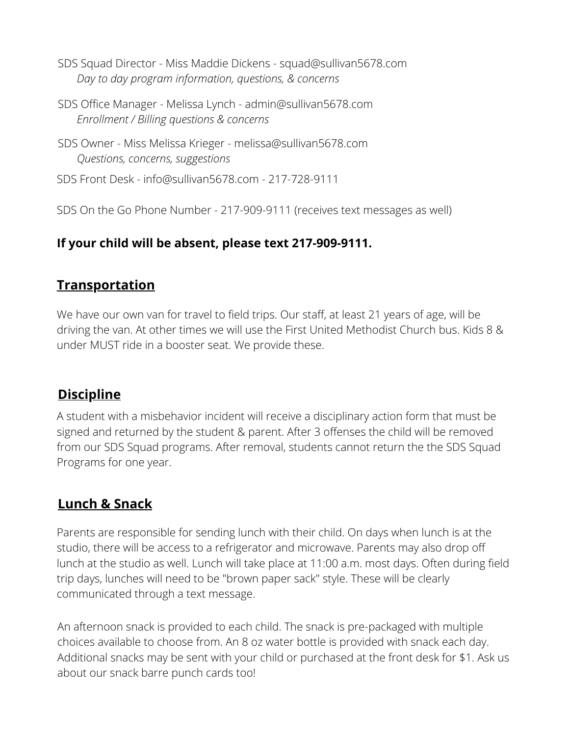SDS Squad Director - Miss Maddie Dickens - squad@sullivan5678.com
*Day to day program information, questions, & concerns*

SDS Office Manager - Melissa Lynch - admin@sullivan5678.com
*Enrollment / Billing questions & concerns*

SDS Owner - Miss Melissa Krieger - melissa@sullivan5678.com
*Questions, concerns, suggestions*

SDS Front Desk - info@sullivan5678.com - 217-728-9111

SDS On the Go Phone Number - 217-909-9111 (receives text messages as well)

**If your child will be absent, please text 217-909-9111.**

## Transportation

We have our own van for travel to field trips. Our staff, at least 21 years of age, will be driving the van. At other times we will use the First United Methodist Church bus. Kids 8 & under MUST ride in a booster seat. We provide these.

## Discipline

A student with a misbehavior incident will receive a disciplinary action form that must be signed and returned by the student & parent. After 3 offenses the child will be removed from our SDS Squad programs. After removal, students cannot return the the SDS Squad Programs for one year.

## Lunch & Snack

Parents are responsible for sending lunch with their child. On days when lunch is at the studio, there will be access to a refrigerator and microwave. Parents may also drop off lunch at the studio as well. Lunch will take place at 11:00 a.m. most days. Often during field trip days, lunches will need to be "brown paper sack" style. These will be clearly communicated through a text message.

An afternoon snack is provided to each child. The snack is pre-packaged with multiple choices available to choose from. An 8 oz water bottle is provided with snack each day. Additional snacks may be sent with your child or purchased at the front desk for $1. Ask us about our snack barre punch cards too!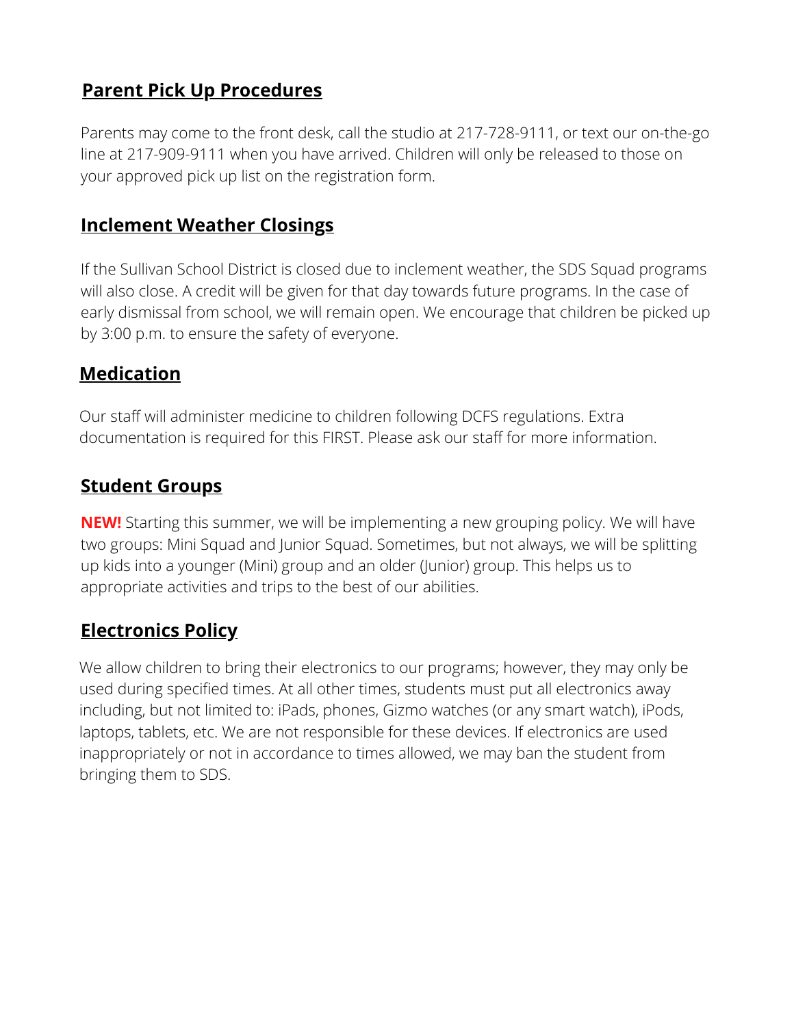## Parent Pick Up Procedures

Parents may come to the front desk, call the studio at 217-728-9111, or text our on-the-go line at 217-909-9111 when you have arrived. Children will only be released to those on your approved pick up list on the registration form.

## Inclement Weather Closings

If the Sullivan School District is closed due to inclement weather, the SDS Squad programs will also close. A credit will be given for that day towards future programs. In the case of early dismissal from school, we will remain open. We encourage that children be picked up by 3:00 p.m. to ensure the safety of everyone.

## Medication

Our staff will administer medicine to children following DCFS regulations. Extra documentation is required for this FIRST. Please ask our staff for more information.

## Student Groups

**NEW!** Starting this summer, we will be implementing a new grouping policy. We will have two groups: Mini Squad and Junior Squad. Sometimes, but not always, we will be splitting up kids into a younger (Mini) group and an older (Junior) group. This helps us to appropriate activities and trips to the best of our abilities.

## Electronics Policy

We allow children to bring their electronics to our programs; however, they may only be used during specified times. At all other times, students must put all electronics away including, but not limited to: iPads, phones, Gizmo watches (or any smart watch), iPods, laptops, tablets, etc. We are not responsible for these devices. If electronics are used inappropriately or not in accordance to times allowed, we may ban the student from bringing them to SDS.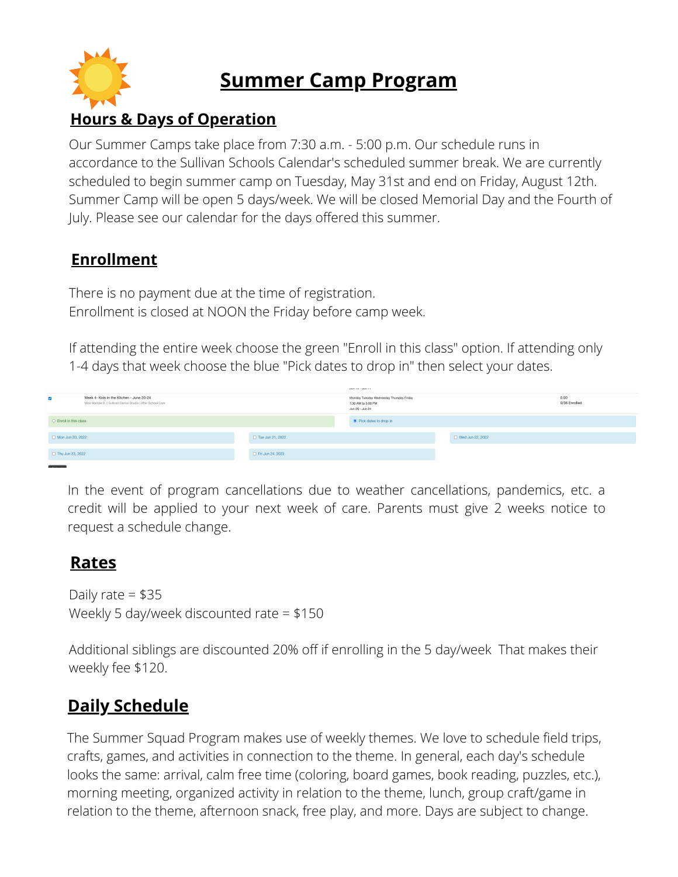# Summer Camp Program

## Hours & Days of Operation

Our Summer Camps take place from 7:30 a.m. - 5:00 p.m. Our schedule runs in accordance to the Sullivan Schools Calendar's scheduled summer break. We are currently scheduled to begin summer camp on Tuesday, May 31st and end on Friday, August 12th. Summer Camp will be open 5 days/week. We will be closed Memorial Day and the Fourth of July. Please see our calendar for the days offered this summer.

## Enrollment

There is no payment due at the time of registration.
Enrollment is closed at NOON the Friday before camp week.

If attending the entire week choose the green "Enroll in this class" option. If attending only 1-4 days that week choose the blue "Pick dates to drop in" then select your dates.

In the event of program cancellations due to weather cancellations, pandemics, etc. a credit will be applied to your next week of care. Parents must give 2 weeks notice to request a schedule change.

## Rates

Daily rate = $35
Weekly 5 day/week discounted rate = $150

Additional siblings are discounted 20% off if enrolling in the 5 day/week That makes their weekly fee $120.

## Daily Schedule

The Summer Squad Program makes use of weekly themes. We love to schedule field trips, crafts, games, and activities in connection to the theme. In general, each day's schedule looks the same: arrival, calm free time (coloring, board games, book reading, puzzles, etc.), morning meeting, organized activity in relation to the theme, lunch, group craft/game in relation to the theme, afternoon snack, free play, and more. Days are subject to change.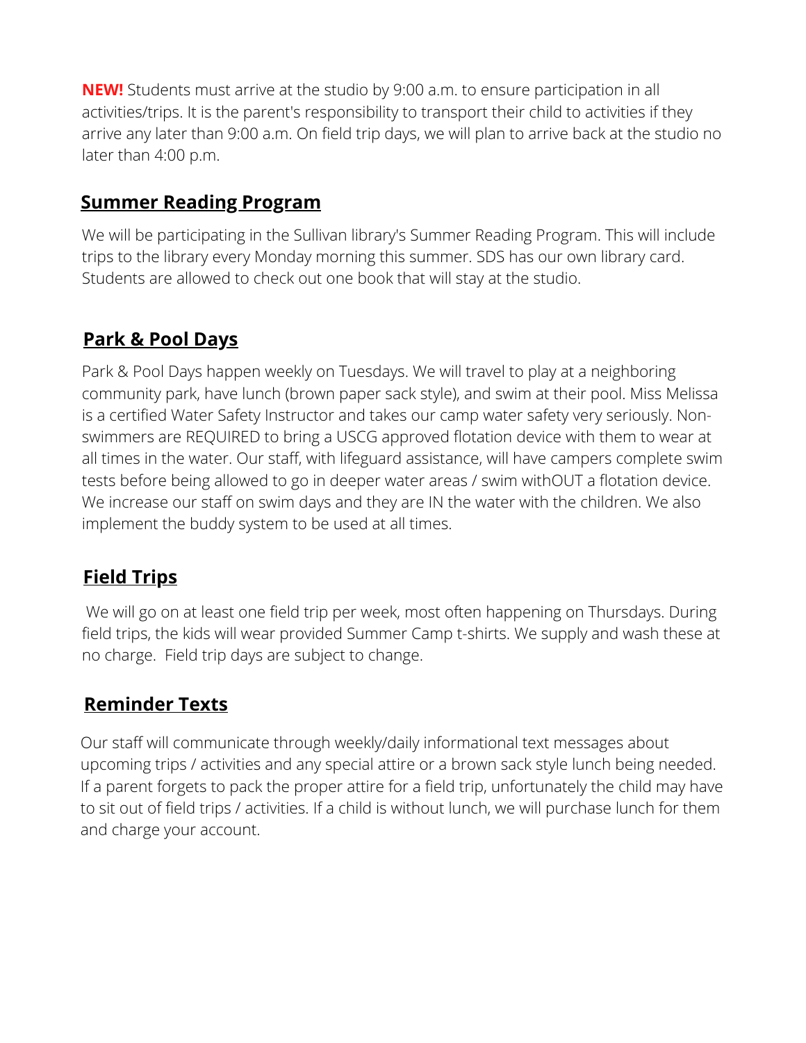**NEW!** Students must arrive at the studio by 9:00 a.m. to ensure participation in all activities/trips. It is the parent's responsibility to transport their child to activities if they arrive any later than 9:00 a.m. On field trip days, we will plan to arrive back at the studio no later than 4:00 p.m.

## Summer Reading Program

We will be participating in the Sullivan library's Summer Reading Program. This will include trips to the library every Monday morning this summer. SDS has our own library card. Students are allowed to check out one book that will stay at the studio.

## Park & Pool Days

Park & Pool Days happen weekly on Tuesdays. We will travel to play at a neighboring community park, have lunch (brown paper sack style), and swim at their pool. Miss Melissa is a certified Water Safety Instructor and takes our camp water safety very seriously. Non-swimmers are REQUIRED to bring a USCG approved flotation device with them to wear at all times in the water. Our staff, with lifeguard assistance, will have campers complete swim tests before being allowed to go in deeper water areas / swim withOUT a flotation device. We increase our staff on swim days and they are IN the water with the children. We also implement the buddy system to be used at all times.

## Field Trips

We will go on at least one field trip per week, most often happening on Thursdays. During field trips, the kids will wear provided Summer Camp t-shirts. We supply and wash these at no charge. Field trip days are subject to change.

## Reminder Texts

Our staff will communicate through weekly/daily informational text messages about upcoming trips / activities and any special attire or a brown sack style lunch being needed. If a parent forgets to pack the proper attire for a field trip, unfortunately the child may have to sit out of field trips / activities. If a child is without lunch, we will purchase lunch for them and charge your account.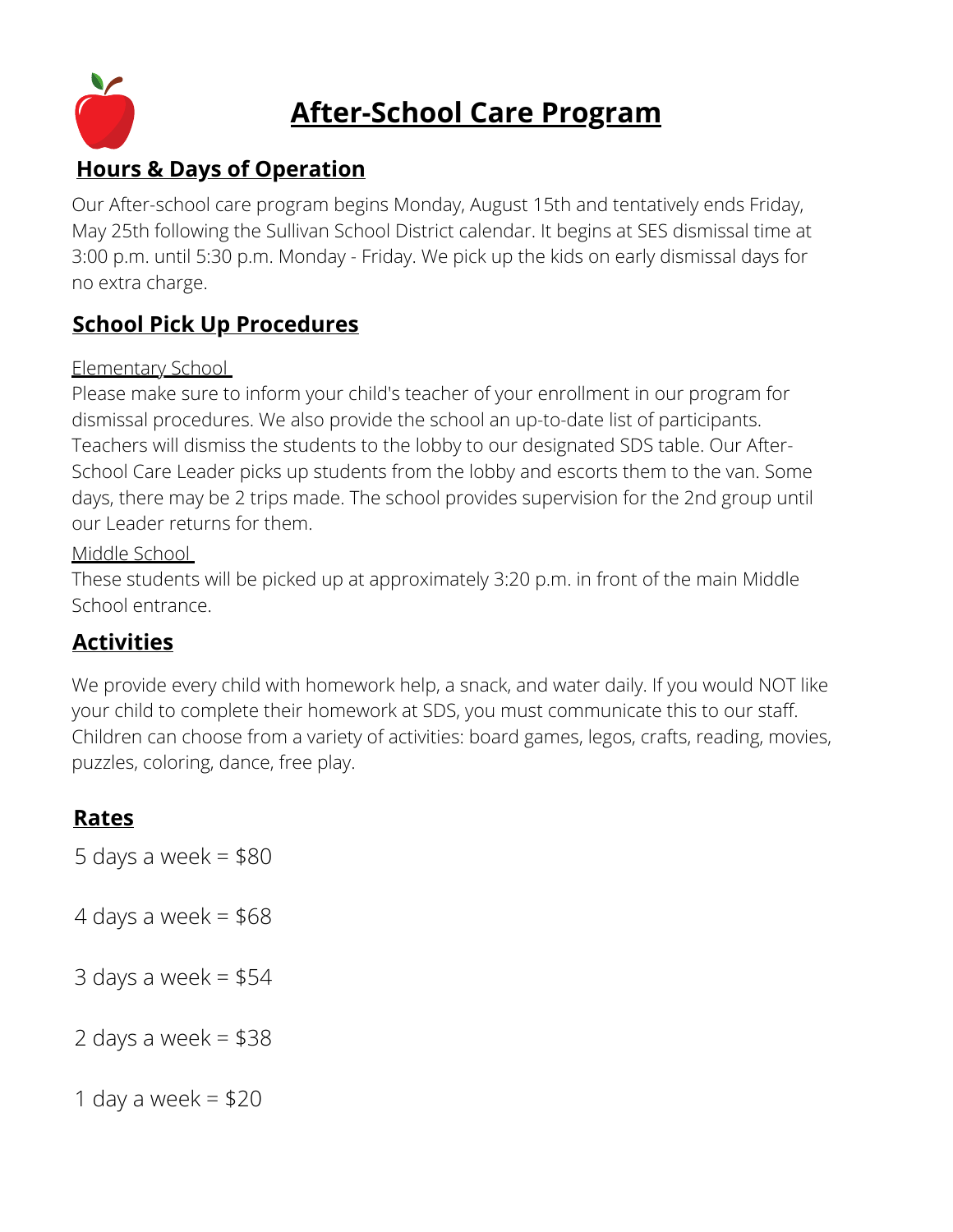# After-School Care Program

## Hours & Days of Operation

Our After-school care program begins Monday, August 15th and tentatively ends Friday, May 25th following the Sullivan School District calendar. It begins at SES dismissal time at 3:00 p.m. until 5:30 p.m. Monday - Friday. We pick up the kids on early dismissal days for no extra charge.

## School Pick Up Procedures

Elementary School

Please make sure to inform your child's teacher of your enrollment in our program for dismissal procedures. We also provide the school an up-to-date list of participants. Teachers will dismiss the students to the lobby to our designated SDS table. Our After-School Care Leader picks up students from the lobby and escorts them to the van. Some days, there may be 2 trips made. The school provides supervision for the 2nd group until our Leader returns for them.

Middle School

These students will be picked up at approximately 3:20 p.m. in front of the main Middle School entrance.

## Activities

We provide every child with homework help, a snack, and water daily. If you would NOT like your child to complete their homework at SDS, you must communicate this to our staff. Children can choose from a variety of activities: board games, legos, crafts, reading, movies, puzzles, coloring, dance, free play.

## Rates

5 days a week = $80

4 days a week = $68

3 days a week = $54

2 days a week = $38

1 day a week = $20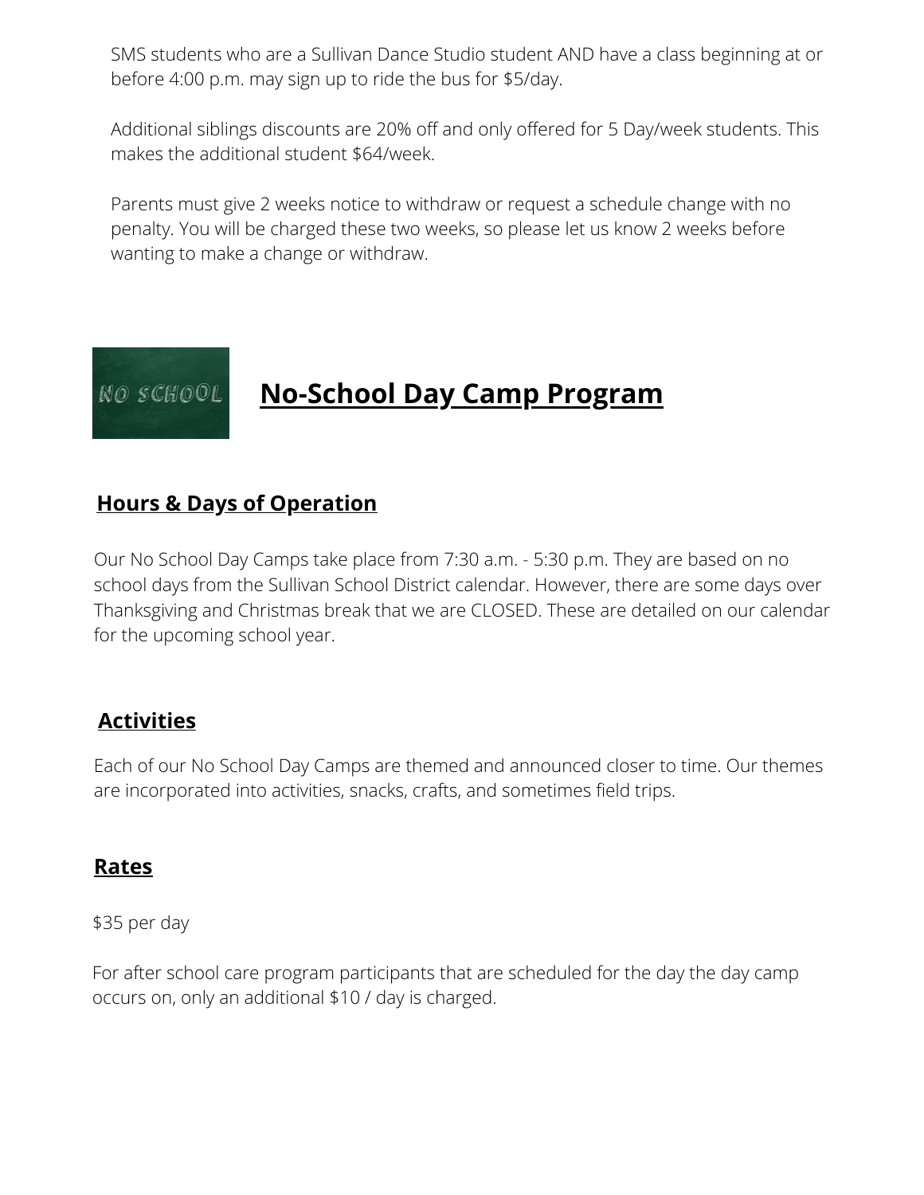SMS students who are a Sullivan Dance Studio student AND have a class beginning at or before 4:00 p.m. may sign up to ride the bus for $5/day.

Additional siblings discounts are 20% off and only offered for 5 Day/week students. This makes the additional student $64/week.

Parents must give 2 weeks notice to withdraw or request a schedule change with no penalty. You will be charged these two weeks, so please let us know 2 weeks before wanting to make a change or withdraw.

NO SCHOOL

# No-School Day Camp Program

## Hours & Days of Operation

Our No School Day Camps take place from 7:30 a.m. - 5:30 p.m. They are based on no school days from the Sullivan School District calendar. However, there are some days over Thanksgiving and Christmas break that we are CLOSED. These are detailed on our calendar for the upcoming school year.

## Activities

Each of our No School Day Camps are themed and announced closer to time. Our themes are incorporated into activities, snacks, crafts, and sometimes field trips.

## Rates

$35 per day

For after school care program participants that are scheduled for the day the day camp occurs on, only an additional $10 / day is charged.